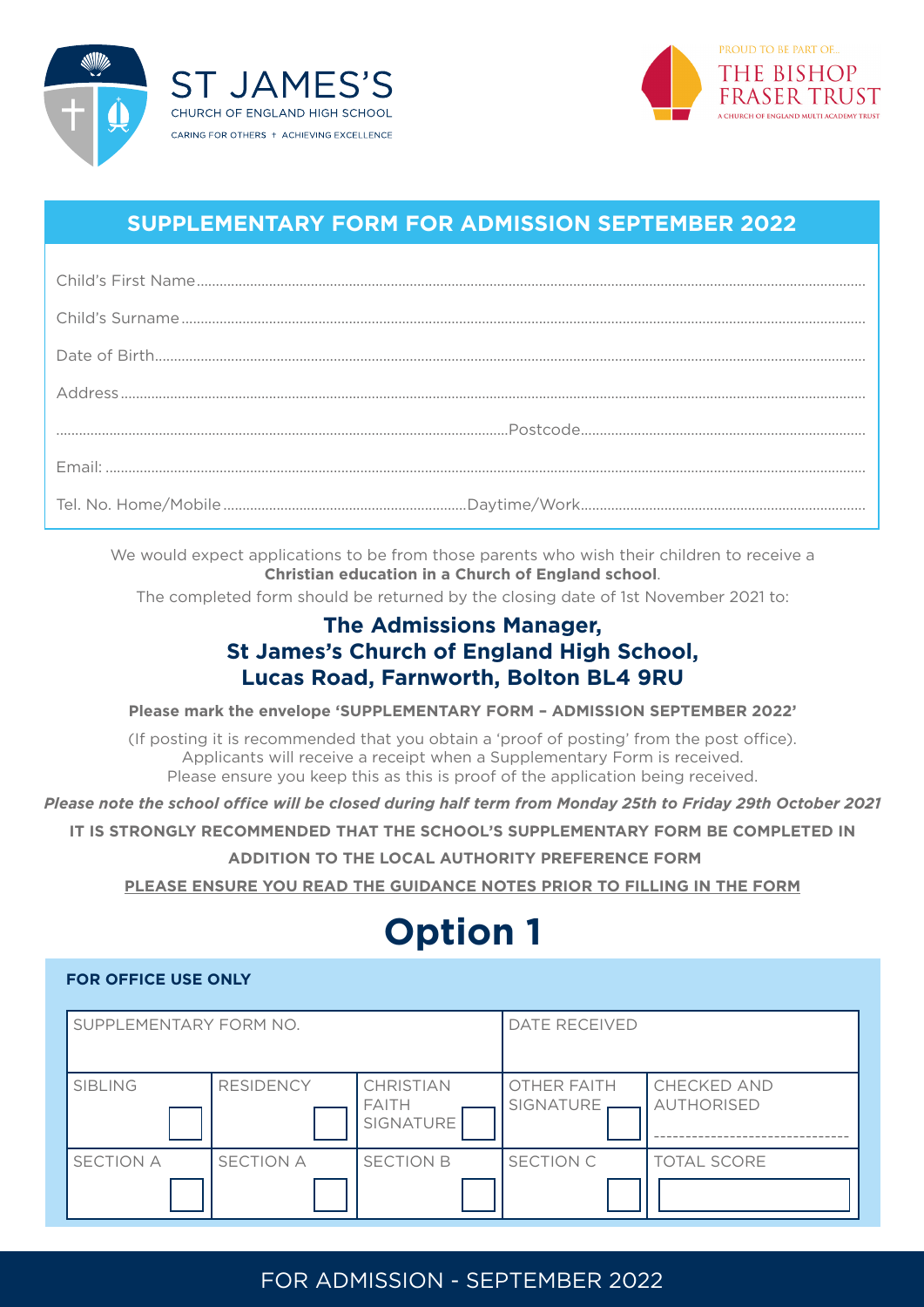ST JAMES'S
CHURCH OF ENGLAND HIGH SCHOOL
CARING FOR OTHERS † ACHIEVING EXCELLENCE

PROUD TO BE PART OF...
THE BISHOP FRASER TRUST
A CHURCH OF ENGLAND MULTI ACADEMY TRUST

## SUPPLEMENTARY FORM FOR ADMISSION SEPTEMBER 2022

Child's First Name..........................................................................................

Child's Surname..........................................................................................

Date of Birth..........................................................................................

Address..........................................................................................

..........................................................................................Postcode..........................................................................................

Email: ..........................................................................................

Tel. No. Home/Mobile..........................................................................................Daytime/Work..........................................................................................

We would expect applications to be from those parents who wish their children to receive a **Christian education in a Church of England school**.

The completed form should be returned by the closing date of 1st November 2021 to:

### The Admissions Manager, St James's Church of England High School, Lucas Road, Farnworth, Bolton BL4 9RU

**Please mark the envelope 'SUPPLEMENTARY FORM – ADMISSION SEPTEMBER 2022'**

(If posting it is recommended that you obtain a 'proof of posting' from the post office).
Applicants will receive a receipt when a Supplementary Form is received.
Please ensure you keep this as this is proof of the application being received.

***Please note the school office will be closed during half term from Monday 25th to Friday 29th October 2021***

**IT IS STRONGLY RECOMMENDED THAT THE SCHOOL'S SUPPLEMENTARY FORM BE COMPLETED IN ADDITION TO THE LOCAL AUTHORITY PREFERENCE FORM**

**PLEASE ENSURE YOU READ THE GUIDANCE NOTES PRIOR TO FILLING IN THE FORM**

# Option 1

**FOR OFFICE USE ONLY**

| SUPPLEMENTARY FORM NO. | | | DATE RECEIVED | |
|---|---|---|---|---|
| SIBLING | RESIDENCY | CHRISTIAN FAITH SIGNATURE | OTHER FAITH SIGNATURE | CHECKED AND AUTHORISED |
| SECTION A | SECTION A | SECTION B | SECTION C | TOTAL SCORE |

FOR ADMISSION - SEPTEMBER 2022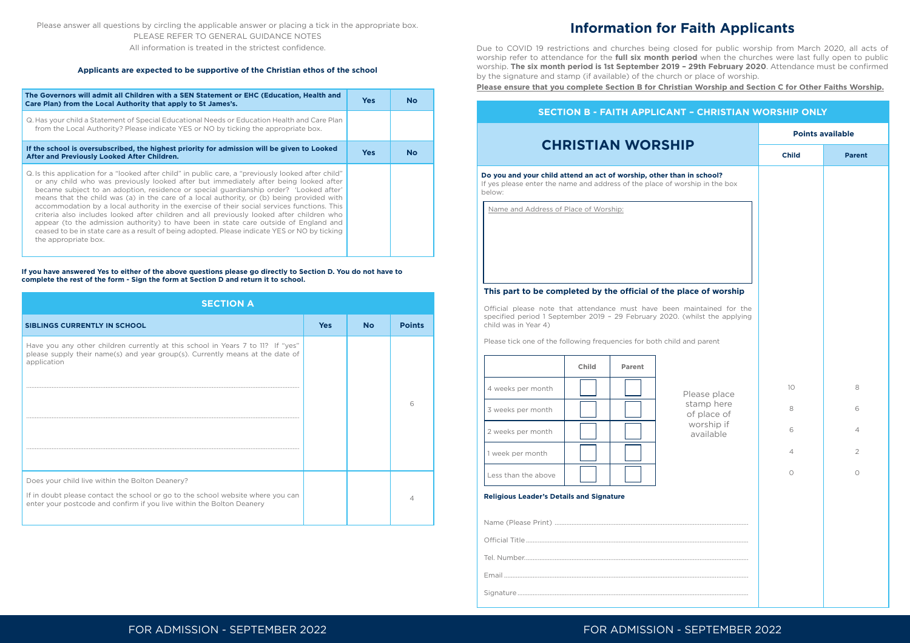Please answer all questions by circling the applicable answer or placing a tick in the appropriate box.
PLEASE REFER TO GENERAL GUIDANCE NOTES
All information is treated in the strictest confidence.

**Applicants are expected to be supportive of the Christian ethos of the school**

| **The Governors will admit all Children with a SEN Statement or EHC (Education, Health and Care Plan) from the Local Authority that apply to St James's.** | **Yes** | **No** |
|---|---|---|
| Q. Has your child a Statement of Special Educational Needs or Education Health and Care Plan from the Local Authority? Please indicate YES or NO by ticking the appropriate box. | | |

| **If the school is oversubscribed, the highest priority for admission will be given to Looked After and Previously Looked After Children.** | **Yes** | **No** |
|---|---|---|
| Q. Is this application for a "looked after child" in public care, a "previously looked after child" or any child who was previously looked after but immediately after being looked after became subject to an adoption, residence or special guardianship order? 'Looked after' means that the child was (a) in the care of a local authority, or (b) being provided with accommodation by a local authority in the exercise of their social services functions. This criteria also includes looked after children and all previously looked after children who appear (to the admission authority) to have been in state care outside of England and ceased to be in state care as a result of being adopted. Please indicate YES or NO by ticking the appropriate box. | | |

**If you have answered Yes to either of the above questions please go directly to Section D. You do not have to complete the rest of the form - Sign the form at Section D and return it to school.**

## SECTION A

| **SIBLINGS CURRENTLY IN SCHOOL** | **Yes** | **No** | **Points** |
|---|---|---|---|
| Have you any other children currently at this school in Years 7 to 11? If "yes" please supply their name(s) and year group(s). Currently means at the date of application<br>........................................<br>........................................<br>........................................ | | | 6 |
| Does your child live within the Bolton Deanery?<br>If in doubt please contact the school or go to the school website where you can enter your postcode and confirm if you live within the Bolton Deanery | | | 4 |

# Information for Faith Applicants

Due to COVID 19 restrictions and churches being closed for public worship from March 2020, all acts of worship refer to attendance for the **full six month period** when the churches were last fully open to public worship. **The six month period is 1st September 2019 – 29th February 2020**. Attendance must be confirmed by the signature and stamp (if available) of the church or place of worship.

**Please ensure that you complete Section B for Christian Worship and Section C for Other Faiths Worship.**

## SECTION B - FAITH APPLICANT – CHRISTIAN WORSHIP ONLY

### CHRISTIAN WORSHIP

**Do you and your child attend an act of worship, other than in school?**
If yes please enter the name and address of the place of worship in the box below:

Name and Address of Place of Worship:

**This part to be completed by the official of the place of worship**

Official please note that attendance must have been maintained for the specified period 1 September 2019 – 29 February 2020. (whilst the applying child was in Year 4)

Please tick one of the following frequencies for both child and parent

| | Child | Parent | Points available: Child | Points available: Parent |
|---|---|---|---|---|
| 4 weeks per month | ☐ | ☐ | 10 | 8 |
| 3 weeks per month | ☐ | ☐ | 8 | 6 |
| 2 weeks per month | ☐ | ☐ | 6 | 4 |
| 1 week per month | ☐ | ☐ | 4 | 2 |
| Less than the above | ☐ | ☐ | 0 | 0 |

Please place stamp here of place of worship if available

**Religious Leader's Details and Signature**

Name (Please Print) ........................................

Official Title ........................................

Tel. Number........................................

Email ........................................

Signature ........................................

FOR ADMISSION - SEPTEMBER 2022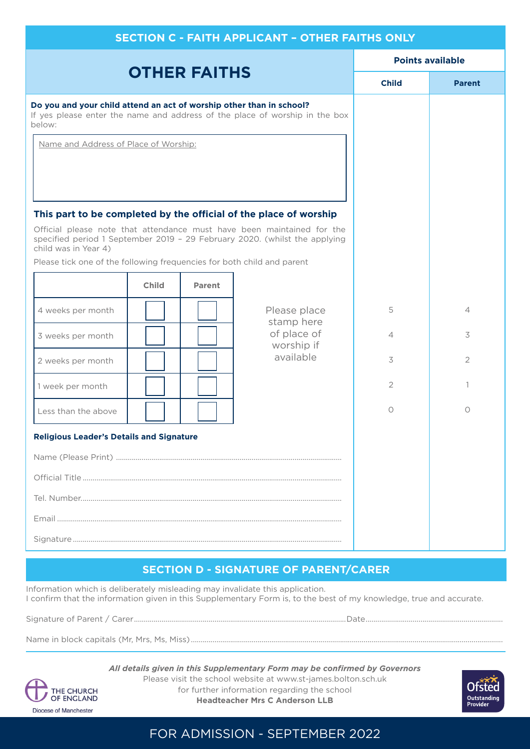## SECTION C - FAITH APPLICANT – OTHER FAITHS ONLY

# OTHER FAITHS

**Do you and your child attend an act of worship other than in school?**
If yes please enter the name and address of the place of worship in the box below:

Name and Address of Place of Worship:

### This part to be completed by the official of the place of worship

Official please note that attendance must have been maintained for the specified period 1 September 2019 – 29 February 2020. (whilst the applying child was in Year 4)

Please tick one of the following frequencies for both child and parent

| | Child | Parent | Points available – Child | Points available – Parent |
|---|---|---|---|---|
| 4 weeks per month | ☐ | ☐ | 5 | 4 |
| 3 weeks per month | ☐ | ☐ | 4 | 3 |
| 2 weeks per month | ☐ | ☐ | 3 | 2 |
| 1 week per month | ☐ | ☐ | 2 | 1 |
| Less than the above | ☐ | ☐ | 0 | 0 |

Please place stamp here of place of worship if available

**Religious Leader's Details and Signature**

Name (Please Print) ..........

Official Title ..........

Tel. Number..........

Email ..........

Signature ..........

## SECTION D - SIGNATURE OF PARENT/CARER

Information which is deliberately misleading may invalidate this application.
I confirm that the information given in this Supplementary Form is, to the best of my knowledge, true and accurate.

Signature of Parent / Carer.......... Date..........

Name in block capitals (Mr, Mrs, Ms, Miss)..........

***All details given in this Supplementary Form may be confirmed by Governors***

Please visit the school website at www.st-james.bolton.sch.uk
for further information regarding the school
**Headteacher Mrs C Anderson LLB**

THE CHURCH OF ENGLAND
Diocese of Manchester

Ofsted Outstanding Provider

FOR ADMISSION - SEPTEMBER 2022